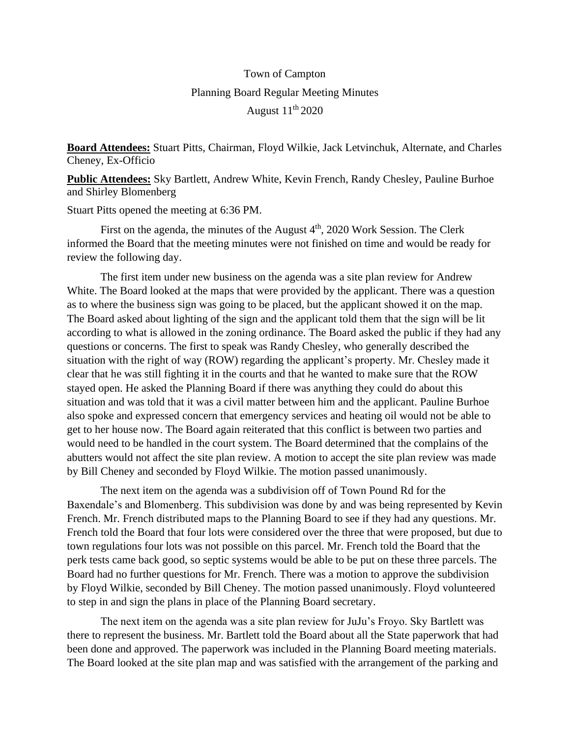Town of Campton

Planning Board Regular Meeting Minutes

August 11th 2020

**Board Attendees:** Stuart Pitts, Chairman, Floyd Wilkie, Jack Letvinchuk, Alternate, and Charles Cheney, Ex-Officio

**Public Attendees:** Sky Bartlett, Andrew White, Kevin French, Randy Chesley, Pauline Burhoe and Shirley Blomenberg

Stuart Pitts opened the meeting at 6:36 PM.

First on the agenda, the minutes of the August 4th, 2020 Work Session. The Clerk informed the Board that the meeting minutes were not finished on time and would be ready for review the following day.

The first item under new business on the agenda was a site plan review for Andrew White. The Board looked at the maps that were provided by the applicant. There was a question as to where the business sign was going to be placed, but the applicant showed it on the map. The Board asked about lighting of the sign and the applicant told them that the sign will be lit according to what is allowed in the zoning ordinance. The Board asked the public if they had any questions or concerns. The first to speak was Randy Chesley, who generally described the situation with the right of way (ROW) regarding the applicant's property. Mr. Chesley made it clear that he was still fighting it in the courts and that he wanted to make sure that the ROW stayed open. He asked the Planning Board if there was anything they could do about this situation and was told that it was a civil matter between him and the applicant. Pauline Burhoe also spoke and expressed concern that emergency services and heating oil would not be able to get to her house now. The Board again reiterated that this conflict is between two parties and would need to be handled in the court system. The Board determined that the complains of the abutters would not affect the site plan review. A motion to accept the site plan review was made by Bill Cheney and seconded by Floyd Wilkie. The motion passed unanimously.

The next item on the agenda was a subdivision off of Town Pound Rd for the Baxendale's and Blomenberg. This subdivision was done by and was being represented by Kevin French. Mr. French distributed maps to the Planning Board to see if they had any questions. Mr. French told the Board that four lots were considered over the three that were proposed, but due to town regulations four lots was not possible on this parcel. Mr. French told the Board that the perk tests came back good, so septic systems would be able to be put on these three parcels. The Board had no further questions for Mr. French. There was a motion to approve the subdivision by Floyd Wilkie, seconded by Bill Cheney. The motion passed unanimously. Floyd volunteered to step in and sign the plans in place of the Planning Board secretary.

The next item on the agenda was a site plan review for JuJu's Froyo. Sky Bartlett was there to represent the business. Mr. Bartlett told the Board about all the State paperwork that had been done and approved. The paperwork was included in the Planning Board meeting materials. The Board looked at the site plan map and was satisfied with the arrangement of the parking and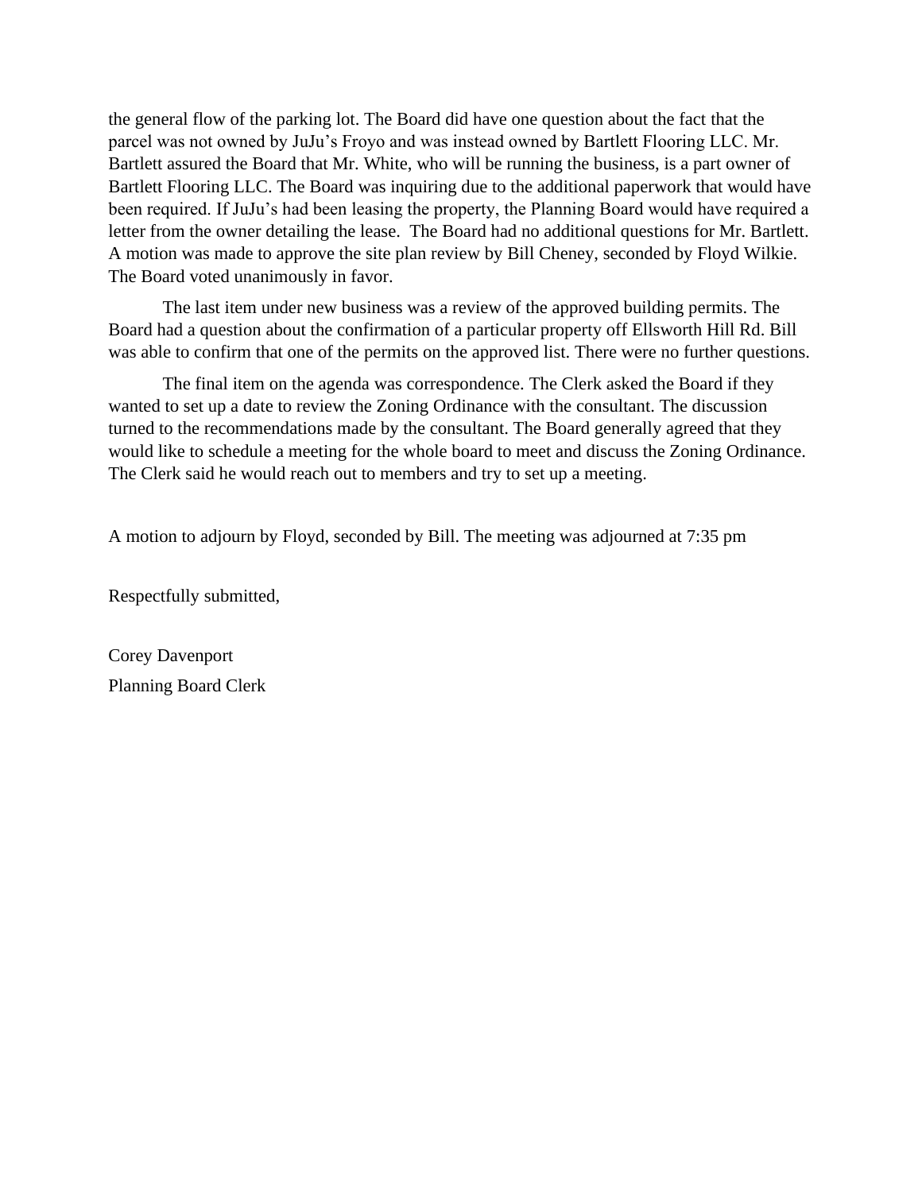the general flow of the parking lot. The Board did have one question about the fact that the parcel was not owned by JuJu's Froyo and was instead owned by Bartlett Flooring LLC. Mr. Bartlett assured the Board that Mr. White, who will be running the business, is a part owner of Bartlett Flooring LLC. The Board was inquiring due to the additional paperwork that would have been required. If JuJu's had been leasing the property, the Planning Board would have required a letter from the owner detailing the lease. The Board had no additional questions for Mr. Bartlett. A motion was made to approve the site plan review by Bill Cheney, seconded by Floyd Wilkie. The Board voted unanimously in favor.

The last item under new business was a review of the approved building permits. The Board had a question about the confirmation of a particular property off Ellsworth Hill Rd. Bill was able to confirm that one of the permits on the approved list. There were no further questions.

The final item on the agenda was correspondence. The Clerk asked the Board if they wanted to set up a date to review the Zoning Ordinance with the consultant. The discussion turned to the recommendations made by the consultant. The Board generally agreed that they would like to schedule a meeting for the whole board to meet and discuss the Zoning Ordinance. The Clerk said he would reach out to members and try to set up a meeting.

A motion to adjourn by Floyd, seconded by Bill. The meeting was adjourned at 7:35 pm

Respectfully submitted,

Corey Davenport

Planning Board Clerk